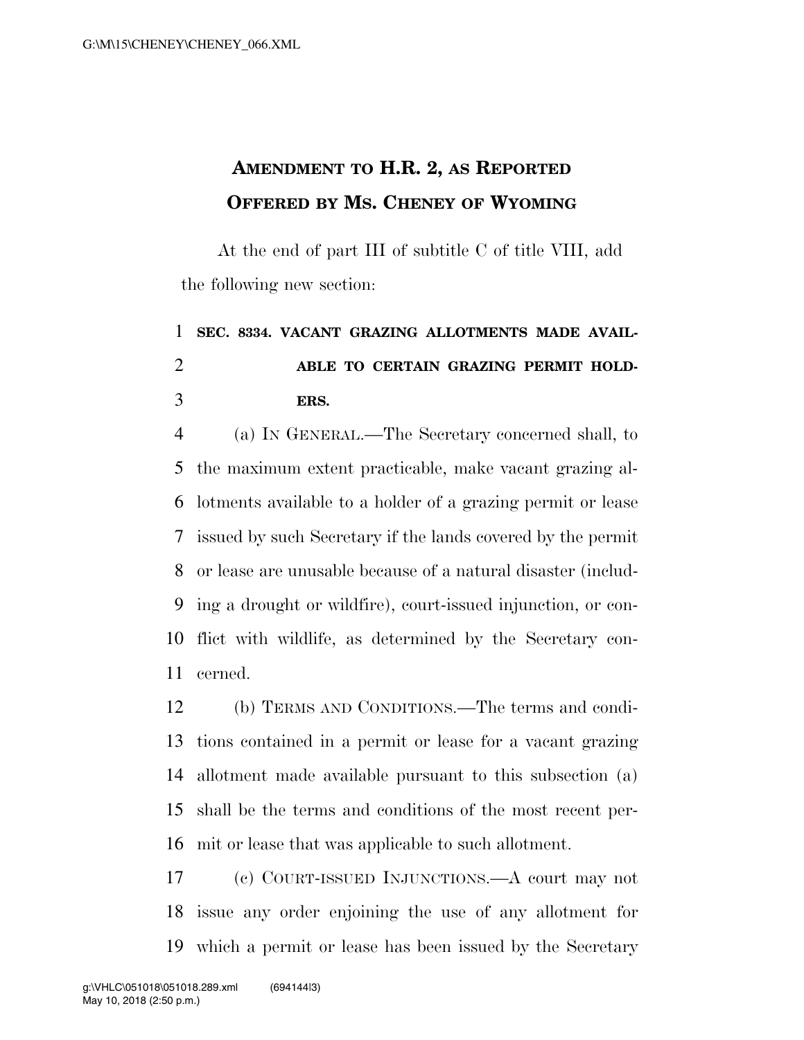# Amendment to H.R. 2, as Reported Offered by Ms. Cheney of Wyoming

At the end of part III of subtitle C of title VIII, add the following new section:

**SEC. 8334. VACANT GRAZING ALLOTMENTS MADE AVAILABLE TO CERTAIN GRAZING PERMIT HOLDERS.**

(a) IN GENERAL.—The Secretary concerned shall, to the maximum extent practicable, make vacant grazing allotments available to a holder of a grazing permit or lease issued by such Secretary if the lands covered by the permit or lease are unusable because of a natural disaster (including a drought or wildfire), court-issued injunction, or conflict with wildlife, as determined by the Secretary concerned.

(b) TERMS AND CONDITIONS.—The terms and conditions contained in a permit or lease for a vacant grazing allotment made available pursuant to this subsection (a) shall be the terms and conditions of the most recent permit or lease that was applicable to such allotment.

(c) COURT-ISSUED INJUNCTIONS.—A court may not issue any order enjoining the use of any allotment for which a permit or lease has been issued by the Secretary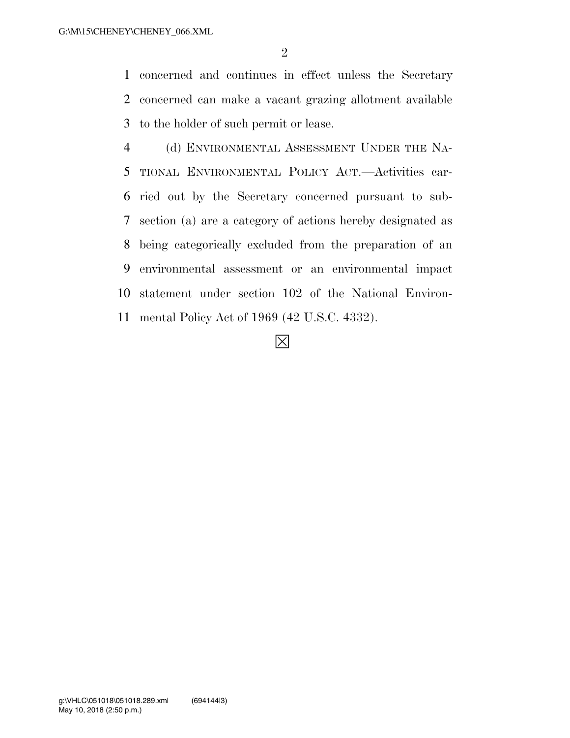concerned and continues in effect unless the Secretary concerned can make a vacant grazing allotment available to the holder of such permit or lease.

(d) ENVIRONMENTAL ASSESSMENT UNDER THE NATIONAL ENVIRONMENTAL POLICY ACT.—Activities carried out by the Secretary concerned pursuant to subsection (a) are a category of actions hereby designated as being categorically excluded from the preparation of an environmental assessment or an environmental impact statement under section 102 of the National Environmental Policy Act of 1969 (42 U.S.C. 4332).